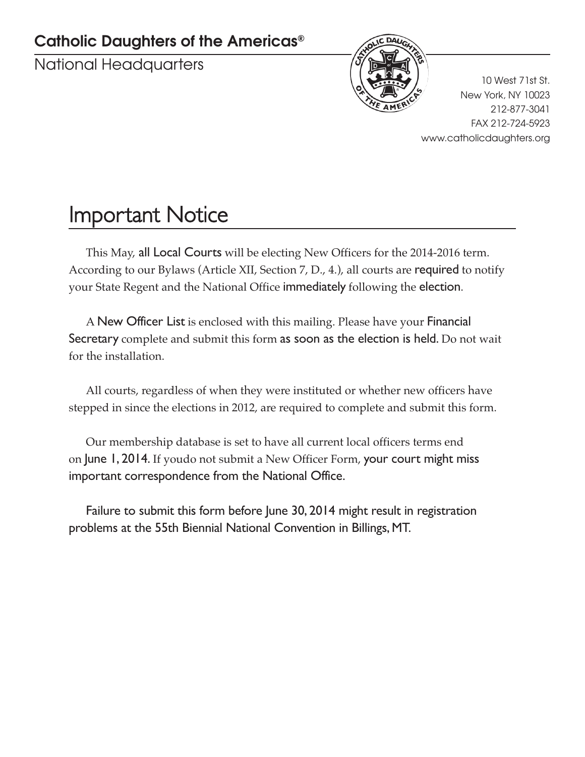**Catholic Daughters of the Americas®**

National Headquarters

10 West 71st St.
New York, NY 10023
212-877-3041
FAX 212-724-5923
www.catholicdaughters.org

# Important Notice

This May, all Local Courts will be electing New Officers for the 2014-2016 term. According to our Bylaws (Article XII, Section 7, D., 4.), all courts are required to notify your State Regent and the National Office immediately following the election.

A New Officer List is enclosed with this mailing. Please have your Financial Secretary complete and submit this form as soon as the election is held. Do not wait for the installation.

All courts, regardless of when they were instituted or whether new officers have stepped in since the elections in 2012, are required to complete and submit this form.

Our membership database is set to have all current local officers terms end on June 1, 2014. If youdo not submit a New Officer Form, your court might miss important correspondence from the National Office.

Failure to submit this form before June 30, 2014 might result in registration problems at the 55th Biennial National Convention in Billings, MT.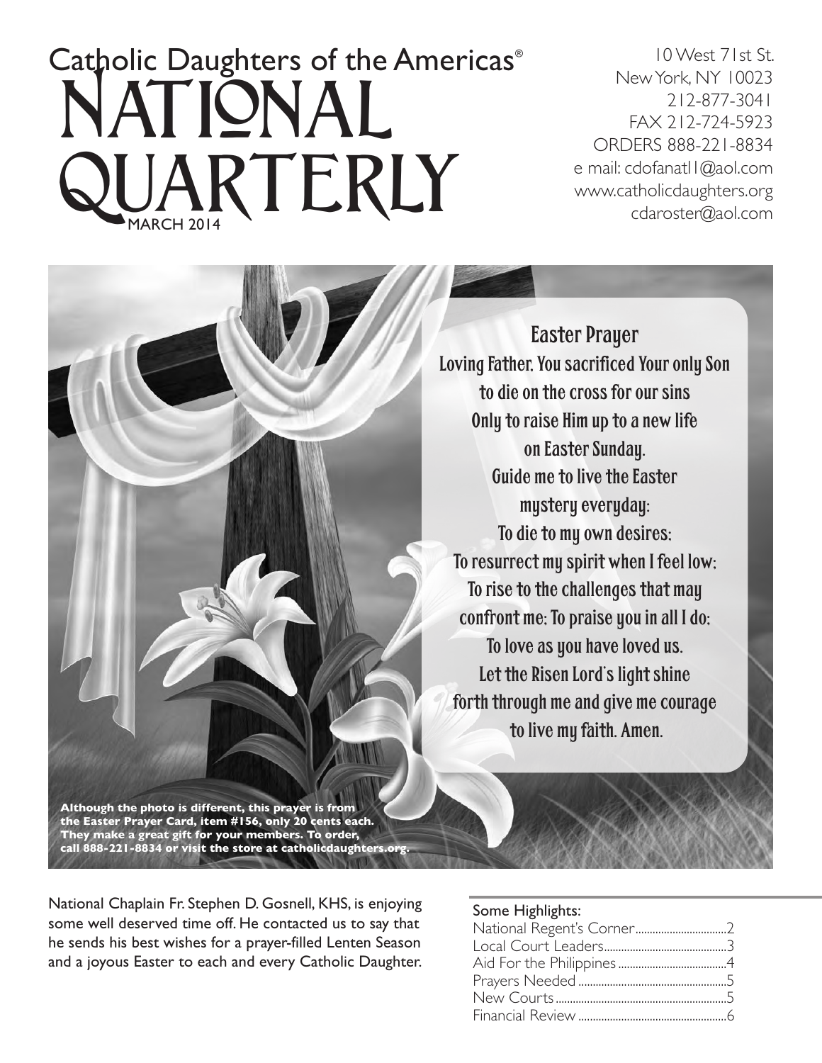# Catholic Daughters of the Americas® NATIONAL QUARTERLY

MARCH 2014

10 West 71st St.
New York, NY 10023
212-877-3041
FAX 212-724-5923
ORDERS 888-221-8834
e mail: cdofanatl1@aol.com
www.catholicdaughters.org
cdaroster@aol.com

## Easter Prayer

Loving Father, You sacrificed Your only Son
to die on the cross for our sins
Only to raise Him up to a new life
on Easter Sunday.
Guide me to live the Easter
mystery everyday:
To die to my own desires;
To resurrect my spirit when I feel low;
To rise to the challenges that may
confront me; To praise you in all I do;
To love as you have loved us.
Let the Risen Lord's light shine
forth through me and give me courage
to live my faith. Amen.

**Although the photo is different, this prayer is from the Easter Prayer Card, item #156, only 20 cents each. They make a great gift for your members. To order, call 888-221-8834 or visit the store at catholicdaughters.org.**

National Chaplain Fr. Stephen D. Gosnell, KHS, is enjoying some well deserved time off. He contacted us to say that he sends his best wishes for a prayer-filled Lenten Season and a joyous Easter to each and every Catholic Daughter.

### Some Highlights:

| | |
|---|---|
| National Regent's Corner | 2 |
| Local Court Leaders | 3 |
| Aid For the Philippines | 4 |
| Prayers Needed | 5 |
| New Courts | 5 |
| Financial Review | 6 |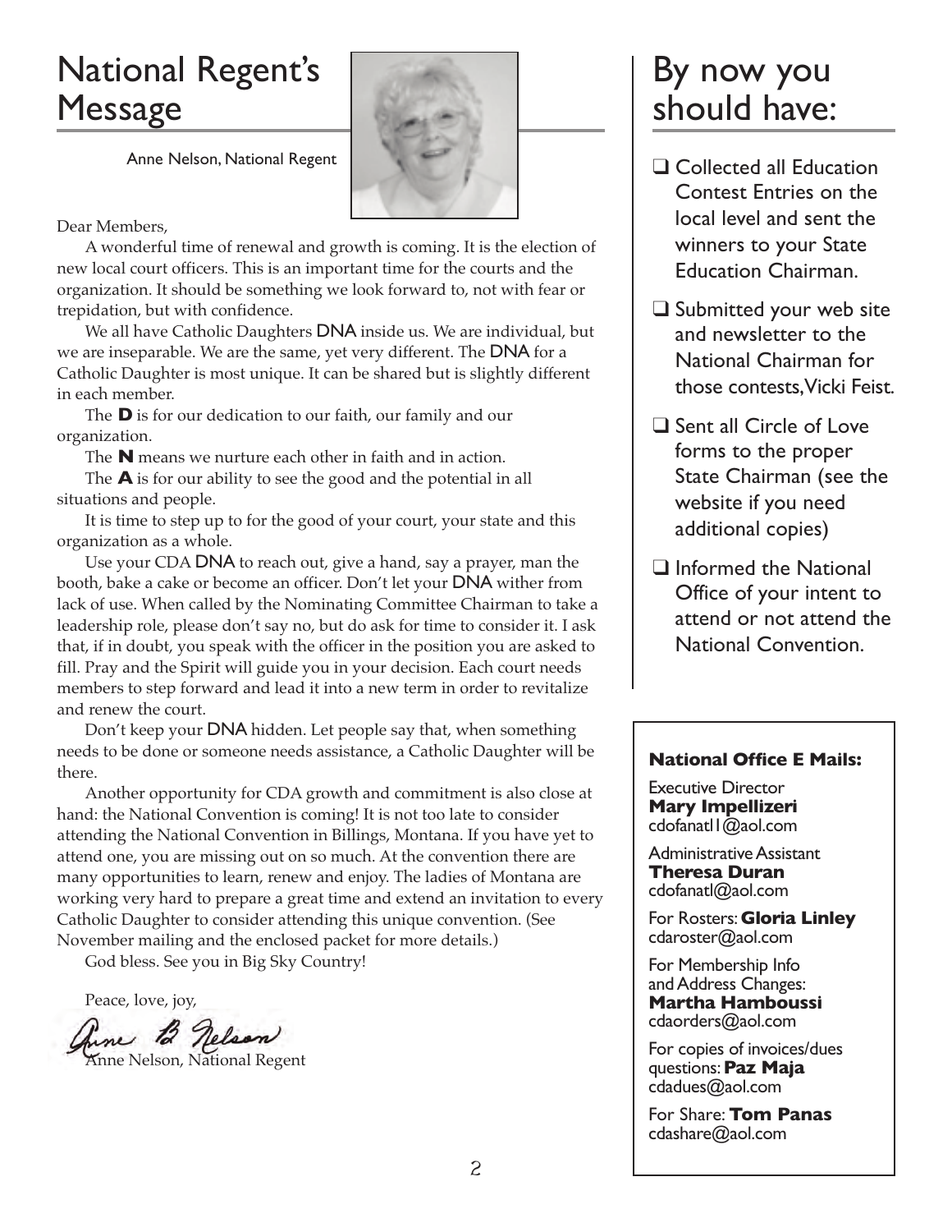# National Regent's Message

Anne Nelson, National Regent

Dear Members,

A wonderful time of renewal and growth is coming. It is the election of new local court officers. This is an important time for the courts and the organization. It should be something we look forward to, not with fear or trepidation, but with confidence.

We all have Catholic Daughters DNA inside us. We are individual, but we are inseparable. We are the same, yet very different. The DNA for a Catholic Daughter is most unique. It can be shared but is slightly different in each member.

The **D** is for our dedication to our faith, our family and our organization.

The **N** means we nurture each other in faith and in action.

The **A** is for our ability to see the good and the potential in all situations and people.

It is time to step up to for the good of your court, your state and this organization as a whole.

Use your CDA DNA to reach out, give a hand, say a prayer, man the booth, bake a cake or become an officer. Don't let your DNA wither from lack of use. When called by the Nominating Committee Chairman to take a leadership role, please don't say no, but do ask for time to consider it. I ask that, if in doubt, you speak with the officer in the position you are asked to fill. Pray and the Spirit will guide you in your decision. Each court needs members to step forward and lead it into a new term in order to revitalize and renew the court.

Don't keep your DNA hidden. Let people say that, when something needs to be done or someone needs assistance, a Catholic Daughter will be there.

Another opportunity for CDA growth and commitment is also close at hand: the National Convention is coming! It is not too late to consider attending the National Convention in Billings, Montana. If you have yet to attend one, you are missing out on so much. At the convention there are many opportunities to learn, renew and enjoy. The ladies of Montana are working very hard to prepare a great time and extend an invitation to every Catholic Daughter to consider attending this unique convention. (See November mailing and the enclosed packet for more details.)

God bless. See you in Big Sky Country!

Peace, love, joy,

Anne B Nelson

Anne Nelson, National Regent

# By now you should have:

- ❑ Collected all Education Contest Entries on the local level and sent the winners to your State Education Chairman.
- ❑ Submitted your web site and newsletter to the National Chairman for those contests, Vicki Feist.
- ❑ Sent all Circle of Love forms to the proper State Chairman (see the website if you need additional copies)
- ❑ Informed the National Office of your intent to attend or not attend the National Convention.

**National Office E Mails:**

Executive Director
**Mary Impellizeri**
cdofanat1@aol.com

Administrative Assistant
**Theresa Duran**
cdofanatl@aol.com

For Rosters: **Gloria Linley**
cdaroster@aol.com

For Membership Info and Address Changes:
**Martha Hamboussi**
cdaorders@aol.com

For copies of invoices/dues questions: **Paz Maja**
cdadues@aol.com

For Share: **Tom Panas**
cdashare@aol.com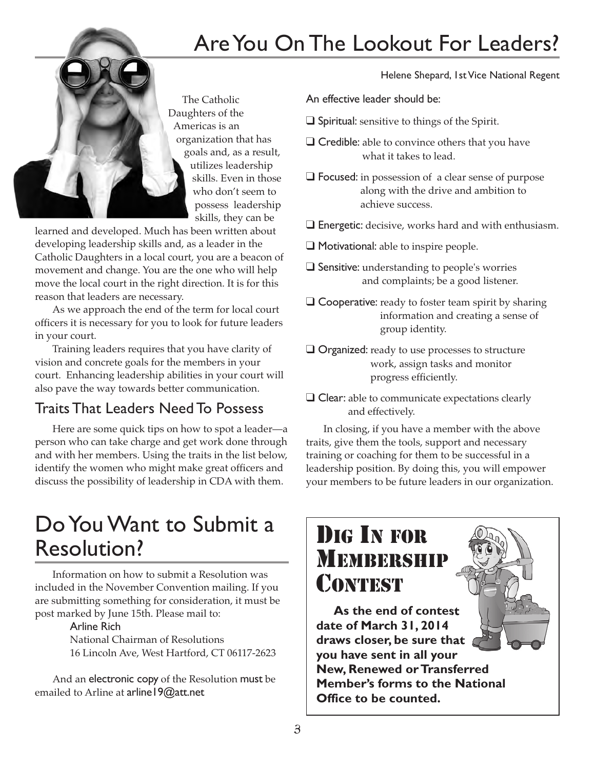# Are You On The Lookout For Leaders?

Helene Shepard, 1st Vice National Regent

The Catholic Daughters of the Americas is an organization that has goals and, as a result, utilizes leadership skills. Even in those who don't seem to possess leadership skills, they can be learned and developed. Much has been written about developing leadership skills and, as a leader in the Catholic Daughters in a local court, you are a beacon of movement and change. You are the one who will help move the local court in the right direction. It is for this reason that leaders are necessary.

As we approach the end of the term for local court officers it is necessary for you to look for future leaders in your court.

Training leaders requires that you have clarity of vision and concrete goals for the members in your court. Enhancing leadership abilities in your court will also pave the way towards better communication.

## Traits That Leaders Need To Possess

Here are some quick tips on how to spot a leader—a person who can take charge and get work done through and with her members. Using the traits in the list below, identify the women who might make great officers and discuss the possibility of leadership in CDA with them.

An effective leader should be:

- ❑ Spiritual: sensitive to things of the Spirit.
- ❑ Credible: able to convince others that you have what it takes to lead.
- ❑ Focused: in possession of a clear sense of purpose along with the drive and ambition to achieve success.
- ❑ Energetic: decisive, works hard and with enthusiasm.
- ❑ Motivational: able to inspire people.
- ❑ Sensitive: understanding to people's worries and complaints; be a good listener.
- ❑ Cooperative: ready to foster team spirit by sharing information and creating a sense of group identity.
- ❑ Organized: ready to use processes to structure work, assign tasks and monitor progress efficiently.
- ❑ Clear: able to communicate expectations clearly and effectively.

In closing, if you have a member with the above traits, give them the tools, support and necessary training or coaching for them to be successful in a leadership position. By doing this, you will empower your members to be future leaders in our organization.

# Do You Want to Submit a Resolution?

Information on how to submit a Resolution was included in the November Convention mailing. If you are submitting something for consideration, it must be post marked by June 15th. Please mail to:

Arline Rich
National Chairman of Resolutions
16 Lincoln Ave, West Hartford, CT 06117-2623

And an electronic copy of the Resolution must be emailed to Arline at arline19@att.net

# Dig In for Membership Contest

**As the end of contest date of March 31, 2014 draws closer, be sure that you have sent in all your New, Renewed or Transferred Member's forms to the National Office to be counted.**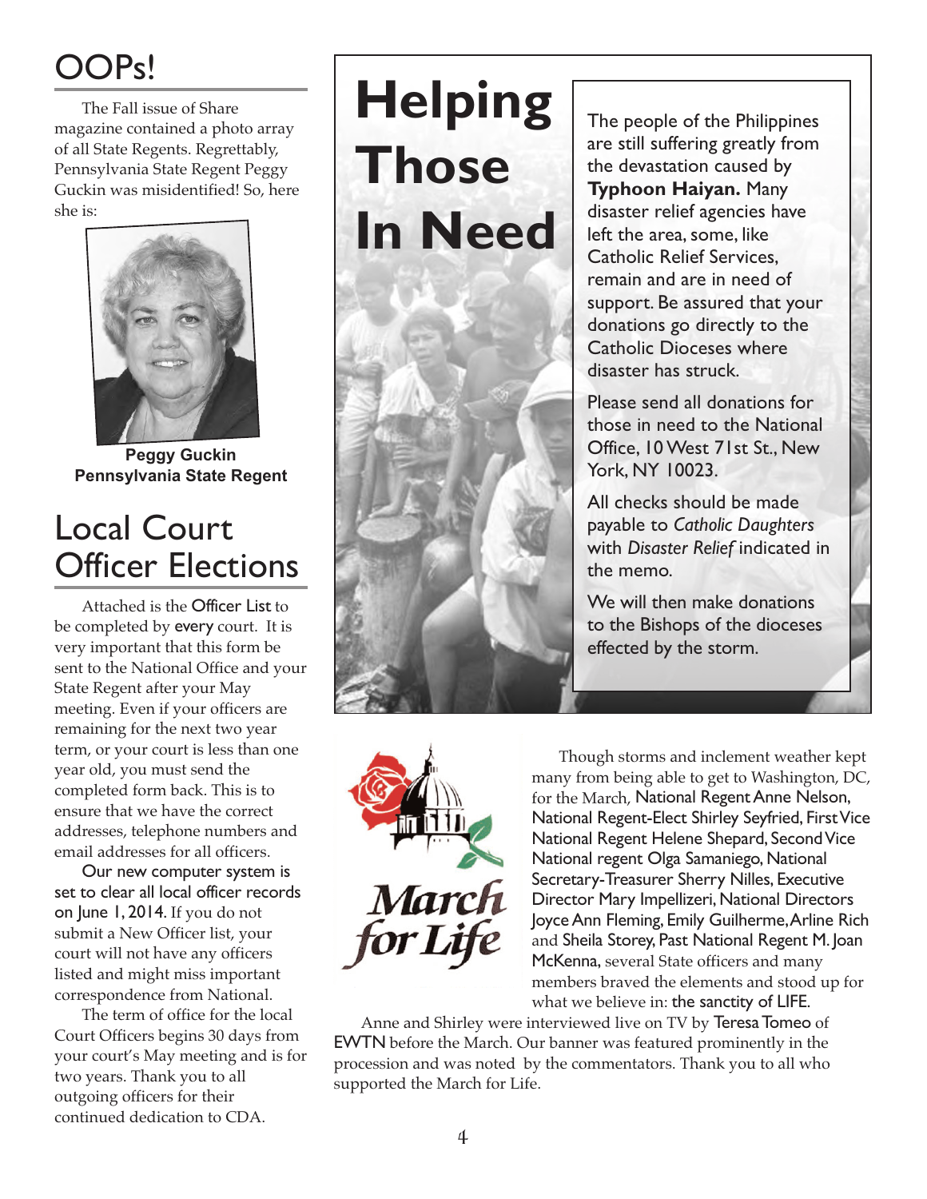# OOPs!

The Fall issue of Share magazine contained a photo array of all State Regents. Regrettably, Pennsylvania State Regent Peggy Guckin was misidentified! So, here she is:

**Peggy Guckin**
**Pennsylvania State Regent**

# Local Court Officer Elections

Attached is the Officer List to be completed by every court. It is very important that this form be sent to the National Office and your State Regent after your May meeting. Even if your officers are remaining for the next two year term, or your court is less than one year old, you must send the completed form back. This is to ensure that we have the correct addresses, telephone numbers and email addresses for all officers.

Our new computer system is set to clear all local officer records on June 1, 2014. If you do not submit a New Officer list, your court will not have any officers listed and might miss important correspondence from National.

The term of office for the local Court Officers begins 30 days from your court's May meeting and is for two years. Thank you to all outgoing officers for their continued dedication to CDA.

# Helping Those In Need

The people of the Philippines are still suffering greatly from the devastation caused by **Typhoon Haiyan.** Many disaster relief agencies have left the area, some, like Catholic Relief Services, remain and are in need of support. Be assured that your donations go directly to the Catholic Dioceses where disaster has struck.

Please send all donations for those in need to the National Office, 10 West 71st St., New York, NY 10023.

All checks should be made payable to *Catholic Daughters* with *Disaster Relief* indicated in the memo.

We will then make donations to the Bishops of the dioceses effected by the storm.

*March for Life*

Though storms and inclement weather kept many from being able to get to Washington, DC, for the March, National Regent Anne Nelson, National Regent-Elect Shirley Seyfried, First Vice National Regent Helene Shepard, Second Vice National regent Olga Samaniego, National Secretary-Treasurer Sherry Nilles, Executive Director Mary Impellizeri, National Directors Joyce Ann Fleming, Emily Guilherme, Arline Rich and Sheila Storey, Past National Regent M. Joan McKenna, several State officers and many members braved the elements and stood up for what we believe in: the sanctity of LIFE.

Anne and Shirley were interviewed live on TV by Teresa Tomeo of EWTN before the March. Our banner was featured prominently in the procession and was noted by the commentators. Thank you to all who supported the March for Life.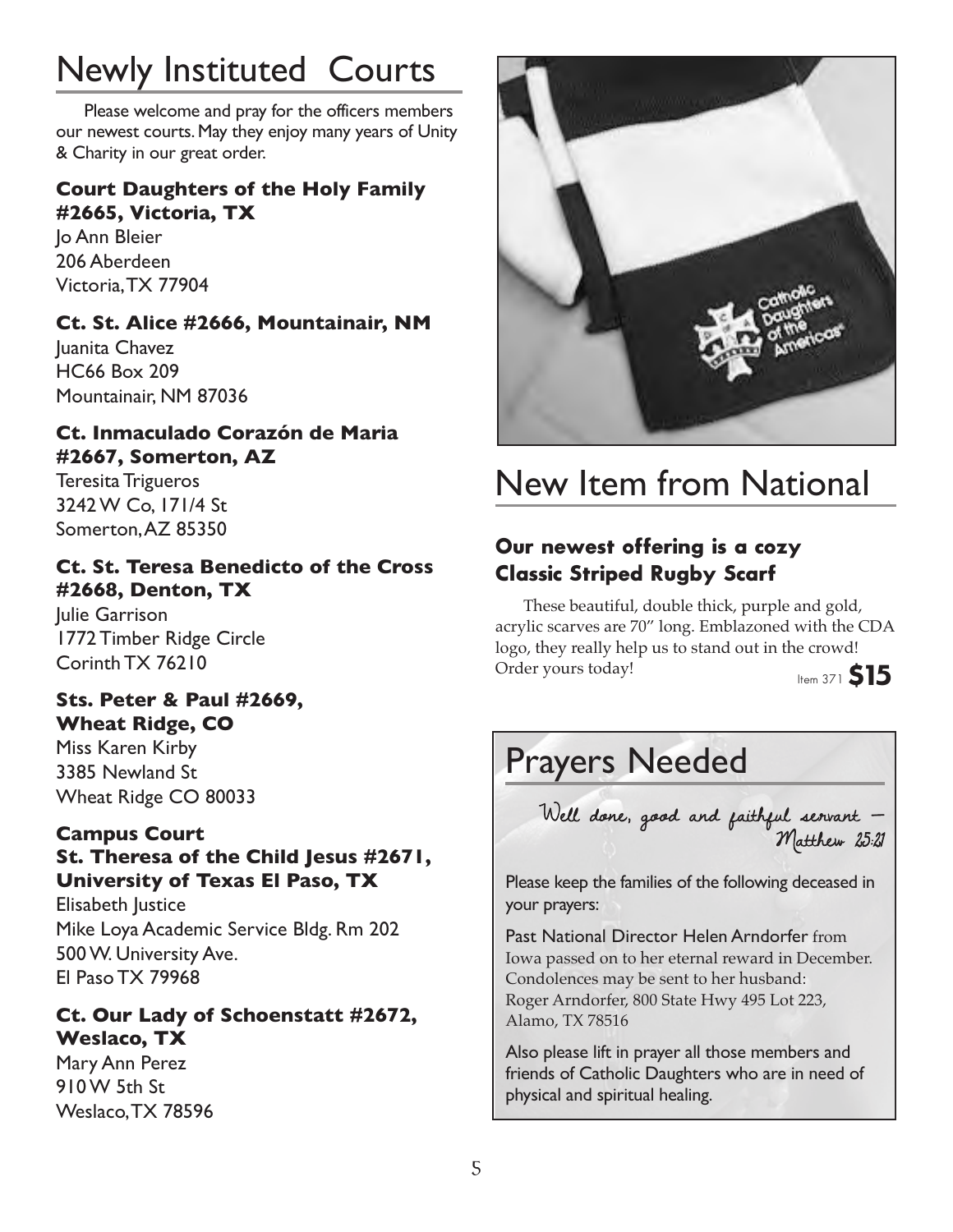# Newly Instituted Courts

Please welcome and pray for the officers members our newest courts. May they enjoy many years of Unity & Charity in our great order.

**Court Daughters of the Holy Family #2665, Victoria, TX**
Jo Ann Bleier
206 Aberdeen
Victoria, TX 77904

**Ct. St. Alice #2666, Mountainair, NM**
Juanita Chavez
HC66 Box 209
Mountainair, NM 87036

**Ct. Inmaculado Corazón de Maria #2667, Somerton, AZ**
Teresita Trigueros
3242 W Co, 171/4 St
Somerton, AZ 85350

**Ct. St. Teresa Benedicto of the Cross #2668, Denton, TX**
Julie Garrison
1772 Timber Ridge Circle
Corinth TX 76210

**Sts. Peter & Paul #2669, Wheat Ridge, CO**
Miss Karen Kirby
3385 Newland St
Wheat Ridge CO 80033

**Campus Court**
**St. Theresa of the Child Jesus #2671, University of Texas El Paso, TX**
Elisabeth Justice
Mike Loya Academic Service Bldg. Rm 202
500 W. University Ave.
El Paso TX 79968

**Ct. Our Lady of Schoenstatt #2672, Weslaco, TX**
Mary Ann Perez
910 W 5th St
Weslaco, TX 78596

# New Item from National

### Our newest offering is a cozy Classic Striped Rugby Scarf

These beautiful, double thick, purple and gold, acrylic scarves are 70" long. Emblazoned with the CDA logo, they really help us to stand out in the crowd! Order yours today!

Item 371 **$15**

# Prayers Needed

*Well done, good and faithful servant — Matthew 25:21*

Please keep the families of the following deceased in your prayers:

Past National Director Helen Arndorfer from Iowa passed on to her eternal reward in December. Condolences may be sent to her husband: Roger Arndorfer, 800 State Hwy 495 Lot 223, Alamo, TX 78516

Also please lift in prayer all those members and friends of Catholic Daughters who are in need of physical and spiritual healing.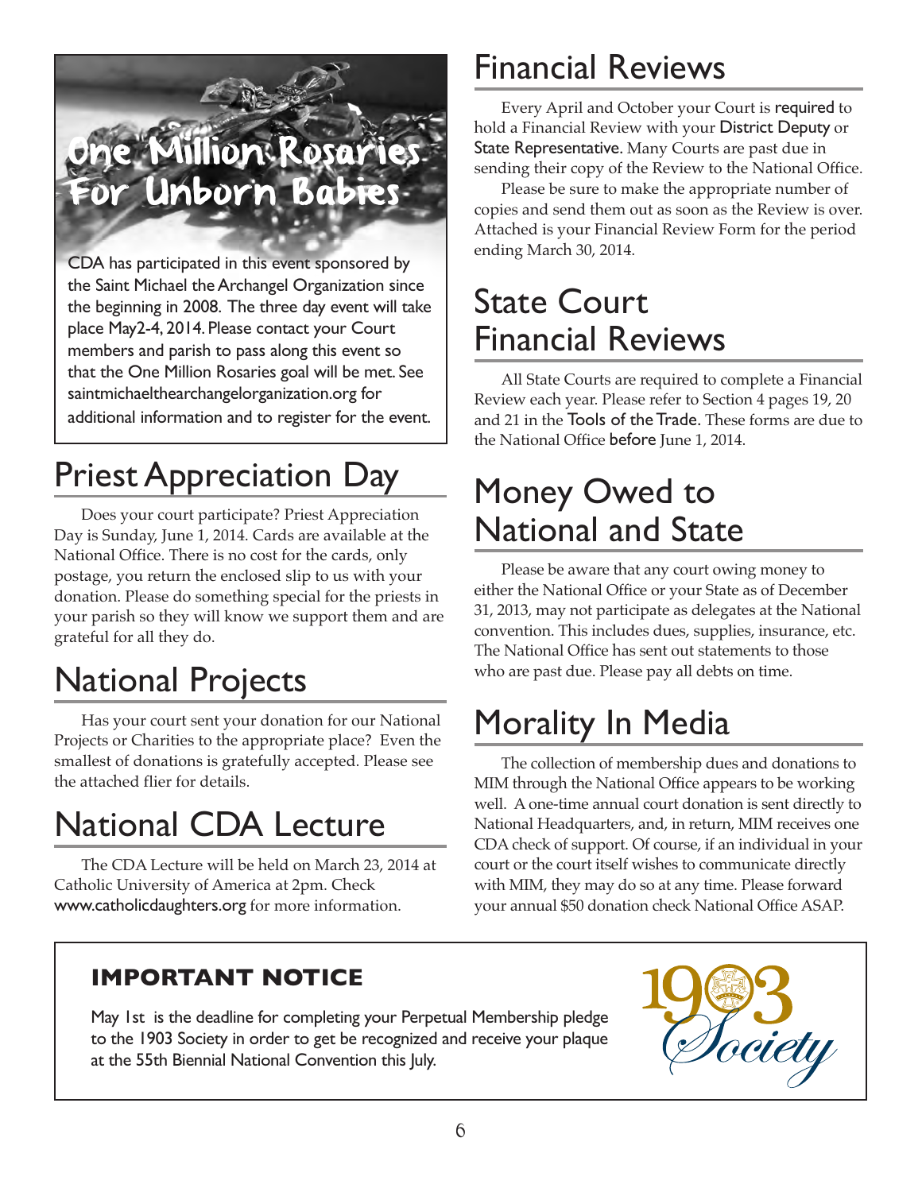## One Million Rosaries For Unborn Babies

CDA has participated in this event sponsored by the Saint Michael the Archangel Organization since the beginning in 2008. The three day event will take place May2-4, 2014. Please contact your Court members and parish to pass along this event so that the One Million Rosaries goal will be met. See saintmichaelthearchangelorganization.org for additional information and to register for the event.

## Priest Appreciation Day

Does your court participate? Priest Appreciation Day is Sunday, June 1, 2014. Cards are available at the National Office. There is no cost for the cards, only postage, you return the enclosed slip to us with your donation. Please do something special for the priests in your parish so they will know we support them and are grateful for all they do.

## National Projects

Has your court sent your donation for our National Projects or Charities to the appropriate place? Even the smallest of donations is gratefully accepted. Please see the attached flier for details.

## National CDA Lecture

The CDA Lecture will be held on March 23, 2014 at Catholic University of America at 2pm. Check www.catholicdaughters.org for more information.

## Financial Reviews

Every April and October your Court is required to hold a Financial Review with your District Deputy or State Representative. Many Courts are past due in sending their copy of the Review to the National Office.

Please be sure to make the appropriate number of copies and send them out as soon as the Review is over. Attached is your Financial Review Form for the period ending March 30, 2014.

## State Court Financial Reviews

All State Courts are required to complete a Financial Review each year. Please refer to Section 4 pages 19, 20 and 21 in the Tools of the Trade. These forms are due to the National Office before June 1, 2014.

## Money Owed to National and State

Please be aware that any court owing money to either the National Office or your State as of December 31, 2013, may not participate as delegates at the National convention. This includes dues, supplies, insurance, etc. The National Office has sent out statements to those who are past due. Please pay all debts on time.

## Morality In Media

The collection of membership dues and donations to MIM through the National Office appears to be working well. A one-time annual court donation is sent directly to National Headquarters, and, in return, MIM receives one CDA check of support. Of course, if an individual in your court or the court itself wishes to communicate directly with MIM, they may do so at any time. Please forward your annual $50 donation check National Office ASAP.

### IMPORTANT NOTICE

May 1st is the deadline for completing your Perpetual Membership pledge to the 1903 Society in order to get be recognized and receive your plaque at the 55th Biennial National Convention this July.

1903 Society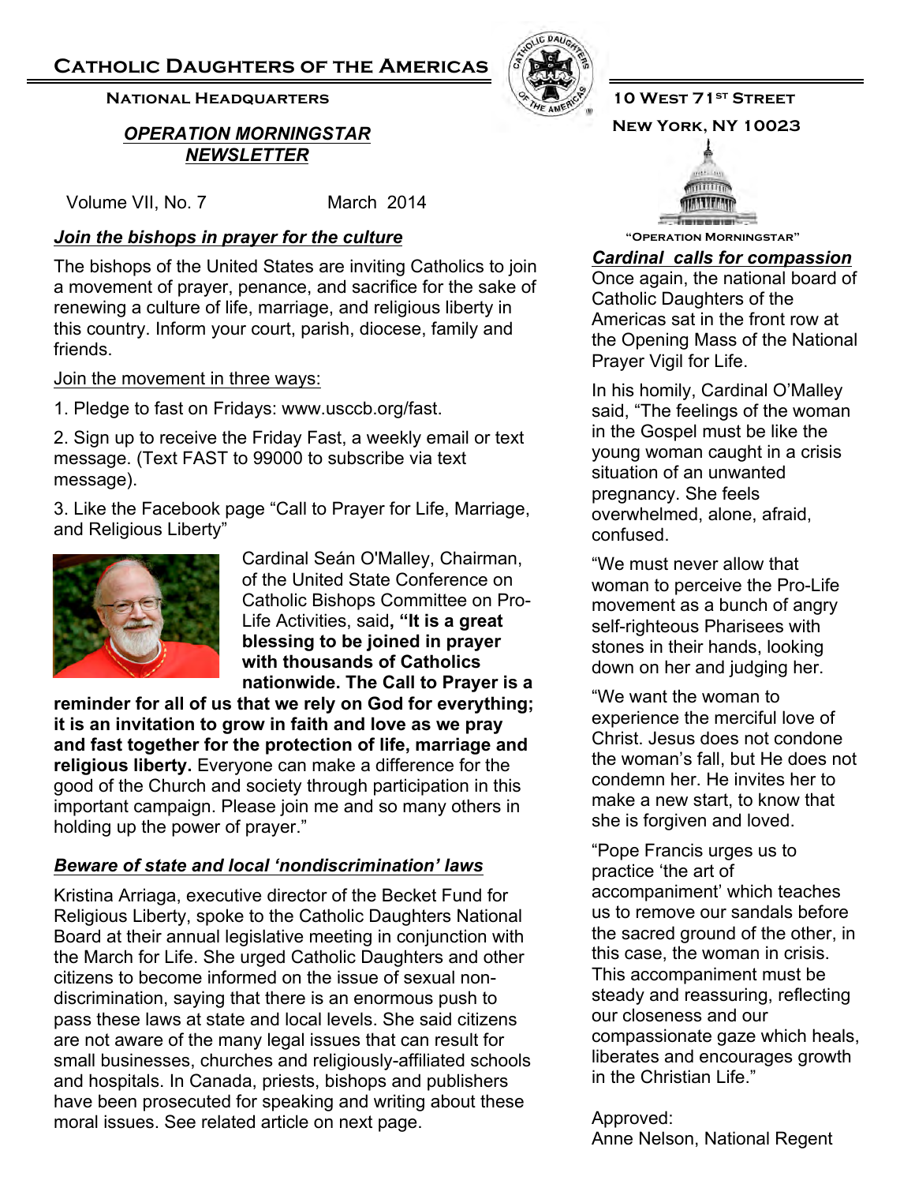# Catholic Daughters of the Americas

**National Headquarters**

10 West 71st Street
New York, NY 10023

## *OPERATION MORNINGSTAR NEWSLETTER*

Volume VII, No. 7 March 2014

"Operation Morningstar"

### *Join the bishops in prayer for the culture*

The bishops of the United States are inviting Catholics to join a movement of prayer, penance, and sacrifice for the sake of renewing a culture of life, marriage, and religious liberty in this country. Inform your court, parish, diocese, family and friends.

Join the movement in three ways:

1. Pledge to fast on Fridays: www.usccb.org/fast.

2. Sign up to receive the Friday Fast, a weekly email or text message. (Text FAST to 99000 to subscribe via text message).

3. Like the Facebook page "Call to Prayer for Life, Marriage, and Religious Liberty"

Cardinal Seán O'Malley, Chairman, of the United State Conference on Catholic Bishops Committee on Pro-Life Activities, said**, "It is a great blessing to be joined in prayer with thousands of Catholics nationwide. The Call to Prayer is a reminder for all of us that we rely on God for everything; it is an invitation to grow in faith and love as we pray and fast together for the protection of life, marriage and religious liberty.** Everyone can make a difference for the good of the Church and society through participation in this important campaign. Please join me and so many others in holding up the power of prayer."

### *Beware of state and local 'nondiscrimination' laws*

Kristina Arriaga, executive director of the Becket Fund for Religious Liberty, spoke to the Catholic Daughters National Board at their annual legislative meeting in conjunction with the March for Life. She urged Catholic Daughters and other citizens to become informed on the issue of sexual non-discrimination, saying that there is an enormous push to pass these laws at state and local levels. She said citizens are not aware of the many legal issues that can result for small businesses, churches and religiously-affiliated schools and hospitals. In Canada, priests, bishops and publishers have been prosecuted for speaking and writing about these moral issues. See related article on next page.

### *Cardinal calls for compassion*

Once again, the national board of Catholic Daughters of the Americas sat in the front row at the Opening Mass of the National Prayer Vigil for Life.

In his homily, Cardinal O'Malley said, "The feelings of the woman in the Gospel must be like the young woman caught in a crisis situation of an unwanted pregnancy. She feels overwhelmed, alone, afraid, confused.

"We must never allow that woman to perceive the Pro-Life movement as a bunch of angry self-righteous Pharisees with stones in their hands, looking down on her and judging her.

"We want the woman to experience the merciful love of Christ. Jesus does not condone the woman's fall, but He does not condemn her. He invites her to make a new start, to know that she is forgiven and loved.

"Pope Francis urges us to practice 'the art of accompaniment' which teaches us to remove our sandals before the sacred ground of the other, in this case, the woman in crisis. This accompaniment must be steady and reassuring, reflecting our closeness and our compassionate gaze which heals, liberates and encourages growth in the Christian Life."

Approved:
Anne Nelson, National Regent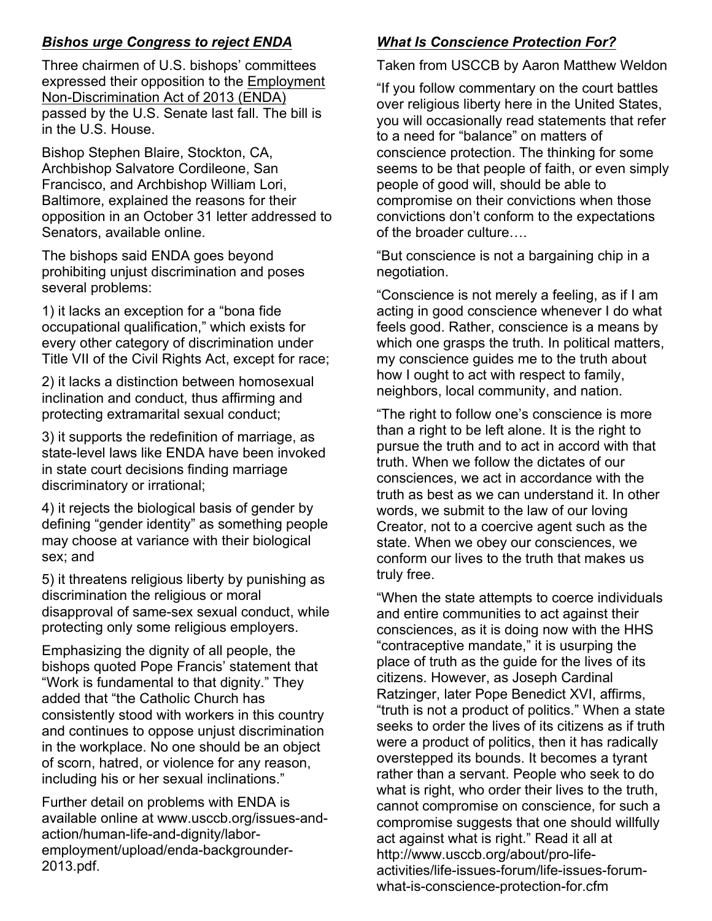### ***Bishos urge Congress to reject ENDA***

Three chairmen of U.S. bishops' committees expressed their opposition to the Employment Non-Discrimination Act of 2013 (ENDA) passed by the U.S. Senate last fall. The bill is in the U.S. House.

Bishop Stephen Blaire, Stockton, CA, Archbishop Salvatore Cordileone, San Francisco, and Archbishop William Lori, Baltimore, explained the reasons for their opposition in an October 31 letter addressed to Senators, available online.

The bishops said ENDA goes beyond prohibiting unjust discrimination and poses several problems:

1) it lacks an exception for a "bona fide occupational qualification," which exists for every other category of discrimination under Title VII of the Civil Rights Act, except for race;

2) it lacks a distinction between homosexual inclination and conduct, thus affirming and protecting extramarital sexual conduct;

3) it supports the redefinition of marriage, as state-level laws like ENDA have been invoked in state court decisions finding marriage discriminatory or irrational;

4) it rejects the biological basis of gender by defining "gender identity" as something people may choose at variance with their biological sex; and

5) it threatens religious liberty by punishing as discrimination the religious or moral disapproval of same-sex sexual conduct, while protecting only some religious employers.

Emphasizing the dignity of all people, the bishops quoted Pope Francis' statement that "Work is fundamental to that dignity." They added that "the Catholic Church has consistently stood with workers in this country and continues to oppose unjust discrimination in the workplace. No one should be an object of scorn, hatred, or violence for any reason, including his or her sexual inclinations."

Further detail on problems with ENDA is available online at www.usccb.org/issues-and-action/human-life-and-dignity/labor-employment/upload/enda-backgrounder-2013.pdf.

### ***What Is Conscience Protection For?***

Taken from USCCB by Aaron Matthew Weldon

"If you follow commentary on the court battles over religious liberty here in the United States, you will occasionally read statements that refer to a need for "balance" on matters of conscience protection. The thinking for some seems to be that people of faith, or even simply people of good will, should be able to compromise on their convictions when those convictions don't conform to the expectations of the broader culture….

"But conscience is not a bargaining chip in a negotiation.

"Conscience is not merely a feeling, as if I am acting in good conscience whenever I do what feels good. Rather, conscience is a means by which one grasps the truth. In political matters, my conscience guides me to the truth about how I ought to act with respect to family, neighbors, local community, and nation.

"The right to follow one's conscience is more than a right to be left alone. It is the right to pursue the truth and to act in accord with that truth. When we follow the dictates of our consciences, we act in accordance with the truth as best as we can understand it. In other words, we submit to the law of our loving Creator, not to a coercive agent such as the state. When we obey our consciences, we conform our lives to the truth that makes us truly free.

"When the state attempts to coerce individuals and entire communities to act against their consciences, as it is doing now with the HHS "contraceptive mandate," it is usurping the place of truth as the guide for the lives of its citizens. However, as Joseph Cardinal Ratzinger, later Pope Benedict XVI, affirms, "truth is not a product of politics." When a state seeks to order the lives of its citizens as if truth were a product of politics, then it has radically overstepped its bounds. It becomes a tyrant rather than a servant. People who seek to do what is right, who order their lives to the truth, cannot compromise on conscience, for such a compromise suggests that one should willfully act against what is right." Read it all at http://www.usccb.org/about/pro-life-activities/life-issues-forum/life-issues-forum-what-is-conscience-protection-for.cfm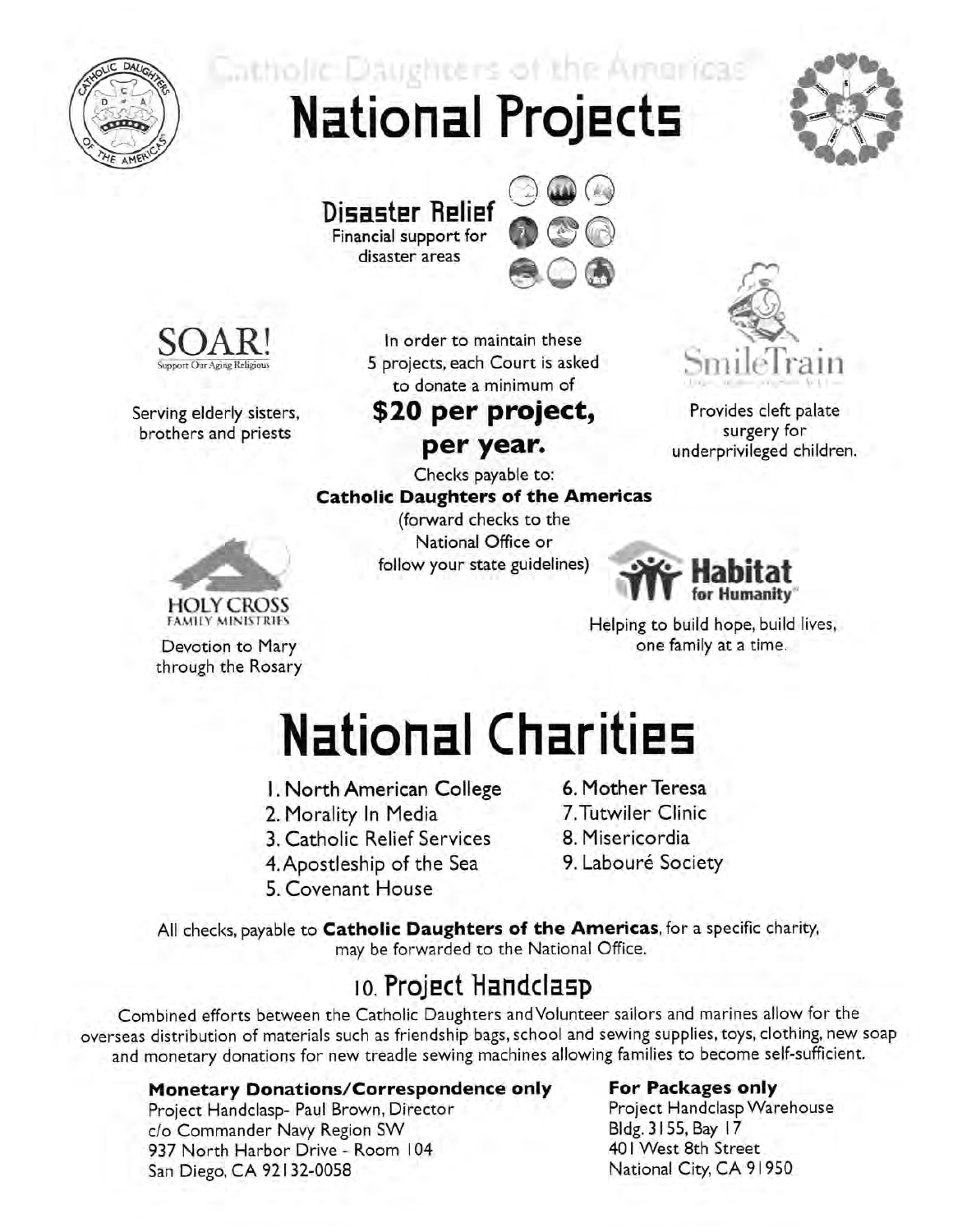Catholic Daughters of the Americas®

# National Projects

## Disaster Relief

Financial support for disaster areas

**SOAR!** Support Our Aging Religious

Serving elderly sisters, brothers and priests

In order to maintain these 5 projects, each Court is asked to donate a minimum of

**$20 per project, per year.**

Checks payable to:
**Catholic Daughters of the Americas**
(forward checks to the National Office or follow your state guidelines)

**SmileTrain**

Provides cleft palate surgery for underprivileged children.

**HOLY CROSS FAMILY MINISTRIES**

Devotion to Mary through the Rosary

**Habitat for Humanity®**

Helping to build hope, build lives, one family at a time.

# National Charities

1. North American College
2. Morality In Media
3. Catholic Relief Services
4. Apostleship of the Sea
5. Covenant House
6. Mother Teresa
7. Tutwiler Clinic
8. Misericordia
9. Labouré Society

All checks, payable to **Catholic Daughters of the Americas**, for a specific charity, may be forwarded to the National Office.

## 10. Project Handclasp

Combined efforts between the Catholic Daughters and Volunteer sailors and marines allow for the overseas distribution of materials such as friendship bags, school and sewing supplies, toys, clothing, new soap and monetary donations for new treadle sewing machines allowing families to become self-sufficient.

**Monetary Donations/Correspondence only**
Project Handclasp- Paul Brown, Director
c/o Commander Navy Region SW
937 North Harbor Drive - Room 104
San Diego, CA 92132-0058

**For Packages only**
Project Handclasp Warehouse
Bldg. 3155, Bay 17
401 West 8th Street
National City, CA 91950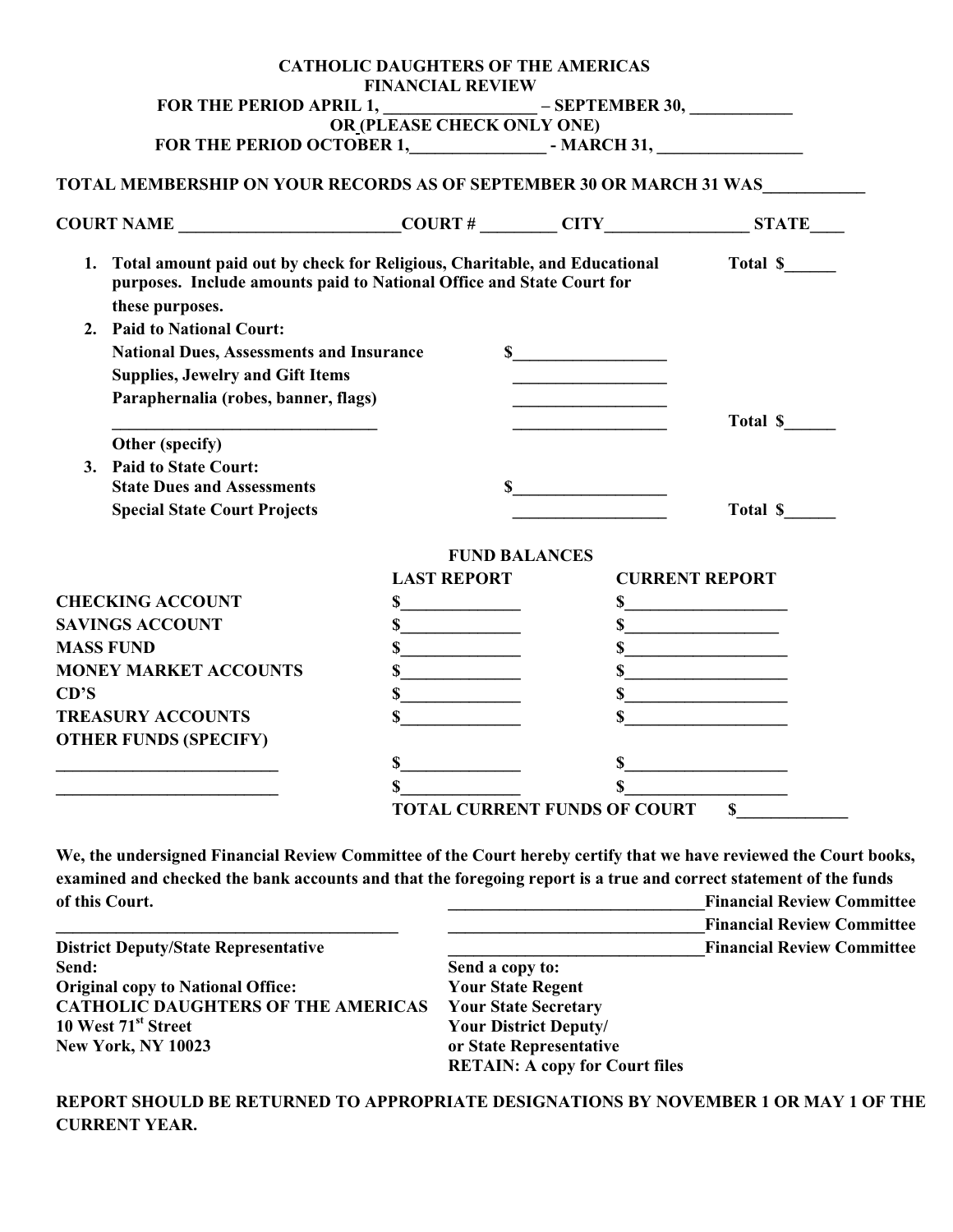# CATHOLIC DAUGHTERS OF THE AMERICAS
## FINANCIAL REVIEW

**FOR THE PERIOD APRIL 1, __________________ – SEPTEMBER 30, ____________**

**OR (PLEASE CHECK ONLY ONE)**

**FOR THE PERIOD OCTOBER 1,________________ - MARCH 31, _________________**

**TOTAL MEMBERSHIP ON YOUR RECORDS AS OF SEPTEMBER 30 OR MARCH 31 WAS____________**

**COURT NAME __________________________COURT # _________ CITY_________________ STATE____**

1. **Total amount paid out by check for Religious, Charitable, and Educational purposes. Include amounts paid to National Office and State Court for these purposes.** **Total $______**
2. **Paid to National Court:**
   - **National Dues, Assessments and Insurance** **$__________________**
   - **Supplies, Jewelry and Gift Items** **__________________**
   - **Paraphernalia (robes, banner, flags)** **__________________**
   - **________________________________** **__________________** **Total $______**
   - **Other (specify)**
3. **Paid to State Court:**
   - **State Dues and Assessments** **$__________________**
   - **Special State Court Projects** **__________________** **Total $______**

### FUND BALANCES

| | LAST REPORT | CURRENT REPORT |
|---|---|---|
| **CHECKING ACCOUNT** | $______________ | $___________________ |
| **SAVINGS ACCOUNT** | $______________ | $__________________ |
| **MASS FUND** | $______________ | $___________________ |
| **MONEY MARKET ACCOUNTS** | $______________ | $___________________ |
| **CD'S** | $______________ | $___________________ |
| **TREASURY ACCOUNTS** | $______________ | $___________________ |
| **OTHER FUNDS (SPECIFY)** | | |
| ___________________________ | $______________ | $___________________ |
| ___________________________ | $______________ | $___________________ |
| | **TOTAL CURRENT FUNDS OF COURT** | **$_____________** |

**We, the undersigned Financial Review Committee of the Court hereby certify that we have reviewed the Court books, examined and checked the bank accounts and that the foregoing report is a true and correct statement of the funds of this Court.**

**______________________________Financial Review Committee**

**______________________________Financial Review Committee**

**______________________________Financial Review Committee**

**__________________________________________**

**District Deputy/State Representative**

**Send:**
**Original copy to National Office:**
**CATHOLIC DAUGHTERS OF THE AMERICAS**
**10 West 71st Street**
**New York, NY 10023**

**Send a copy to:**
**Your State Regent**
**Your State Secretary**
**Your District Deputy/**
**or State Representative**
**RETAIN: A copy for Court files**

**REPORT SHOULD BE RETURNED TO APPROPRIATE DESIGNATIONS BY NOVEMBER 1 OR MAY 1 OF THE CURRENT YEAR.**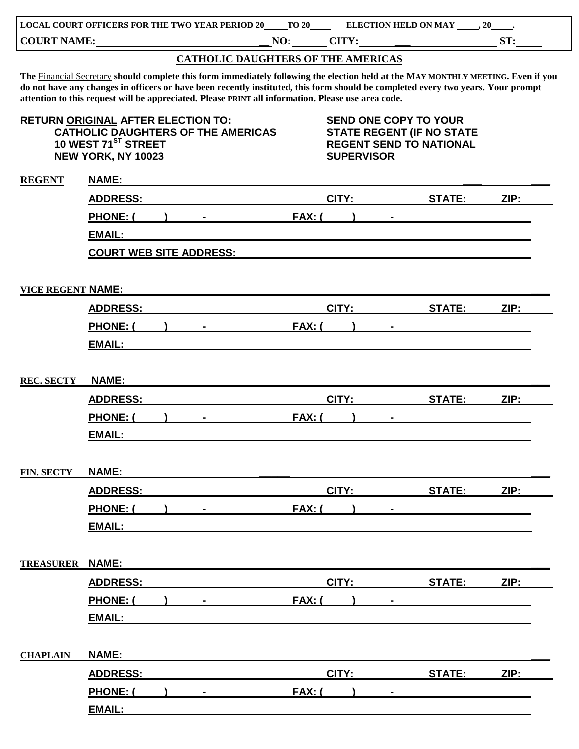**LOCAL COURT OFFICERS FOR THE TWO YEAR PERIOD 20\_\_\_\_\_ TO 20\_\_\_\_\_ ELECTION HELD ON MAY \_\_\_\_\_, 20\_\_\_\_\_.**

**COURT NAME:\_\_\_\_\_\_\_\_\_\_\_\_\_\_\_\_\_\_\_\_\_\_\_\_\_\_\_\_\_\_ NO:\_\_\_\_\_\_ CITY:\_\_\_\_\_\_\_\_\_\_\_\_\_\_\_\_\_\_\_\_\_\_ ST:\_\_\_\_\_**

## CATHOLIC DAUGHTERS OF THE AMERICAS

**The** Financial Secretary **should complete this form immediately following the election held at the MAY MONTHLY MEETING. Even if you do not have any changes in officers or have been recently instituted, this form should be completed every two years. Your prompt attention to this request will be appreciated. Please PRINT all information. Please use area code.**

**RETURN ORIGINAL AFTER ELECTION TO:**
**CATHOLIC DAUGHTERS OF THE AMERICAS**
**10 WEST 71ST STREET**
**NEW YORK, NY 10023**

**SEND ONE COPY TO YOUR STATE REGENT (IF NO STATE REGENT SEND TO NATIONAL SUPERVISOR**

**REGENT**
NAME:
ADDRESS: CITY: STATE: ZIP:
PHONE: ( ) - FAX: ( ) -
EMAIL:
COURT WEB SITE ADDRESS:

**VICE REGENT**
NAME:
ADDRESS: CITY: STATE: ZIP:
PHONE: ( ) - FAX: ( ) -
EMAIL:

**REC. SECTY**
NAME:
ADDRESS: CITY: STATE: ZIP:
PHONE: ( ) - FAX: ( ) -
EMAIL:

**FIN. SECTY**
NAME:
ADDRESS: CITY: STATE: ZIP:
PHONE: ( ) - FAX: ( ) -
EMAIL:

**TREASURER**
NAME:
ADDRESS: CITY: STATE: ZIP:
PHONE: ( ) - FAX: ( ) -
EMAIL:

**CHAPLAIN**
NAME:
ADDRESS: CITY: STATE: ZIP:
PHONE: ( ) - FAX: ( ) -
EMAIL: